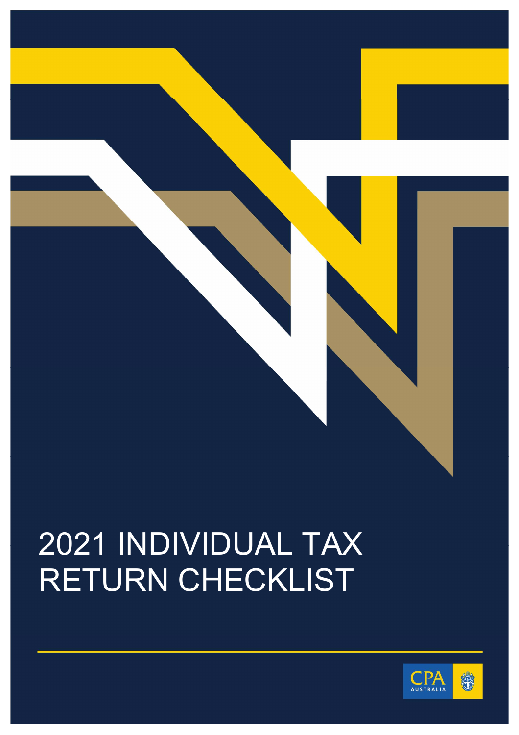# 2021 INDIVIDUAL TAX RETURN CHECKLIST

CPA AUSTRALIA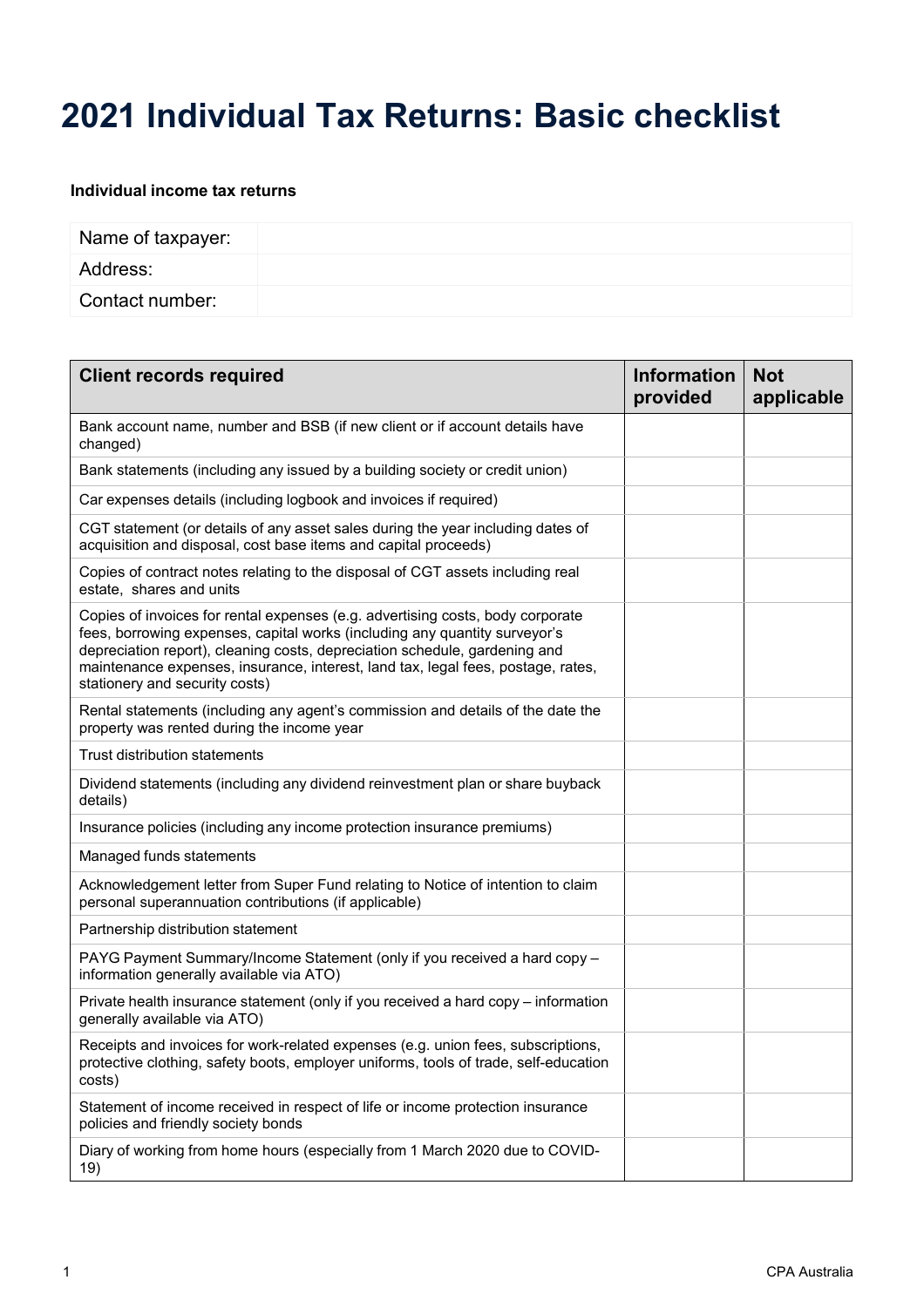# 2021 Individual Tax Returns: Basic checklist

**Individual income tax returns**

| | |
|---|---|
| Name of taxpayer: | |
| Address: | |
| Contact number: | |

| Client records required | Information provided | Not applicable |
|---|---|---|
| Bank account name, number and BSB (if new client or if account details have changed) | | |
| Bank statements (including any issued by a building society or credit union) | | |
| Car expenses details (including logbook and invoices if required) | | |
| CGT statement (or details of any asset sales during the year including dates of acquisition and disposal, cost base items and capital proceeds) | | |
| Copies of contract notes relating to the disposal of CGT assets including real estate, shares and units | | |
| Copies of invoices for rental expenses (e.g. advertising costs, body corporate fees, borrowing expenses, capital works (including any quantity surveyor's depreciation report), cleaning costs, depreciation schedule, gardening and maintenance expenses, insurance, interest, land tax, legal fees, postage, rates, stationery and security costs) | | |
| Rental statements (including any agent's commission and details of the date the property was rented during the income year | | |
| Trust distribution statements | | |
| Dividend statements (including any dividend reinvestment plan or share buyback details) | | |
| Insurance policies (including any income protection insurance premiums) | | |
| Managed funds statements | | |
| Acknowledgement letter from Super Fund relating to Notice of intention to claim personal superannuation contributions (if applicable) | | |
| Partnership distribution statement | | |
| PAYG Payment Summary/Income Statement (only if you received a hard copy – information generally available via ATO) | | |
| Private health insurance statement (only if you received a hard copy – information generally available via ATO) | | |
| Receipts and invoices for work-related expenses (e.g. union fees, subscriptions, protective clothing, safety boots, employer uniforms, tools of trade, self-education costs) | | |
| Statement of income received in respect of life or income protection insurance policies and friendly society bonds | | |
| Diary of working from home hours (especially from 1 March 2020 due to COVID-19) | | |